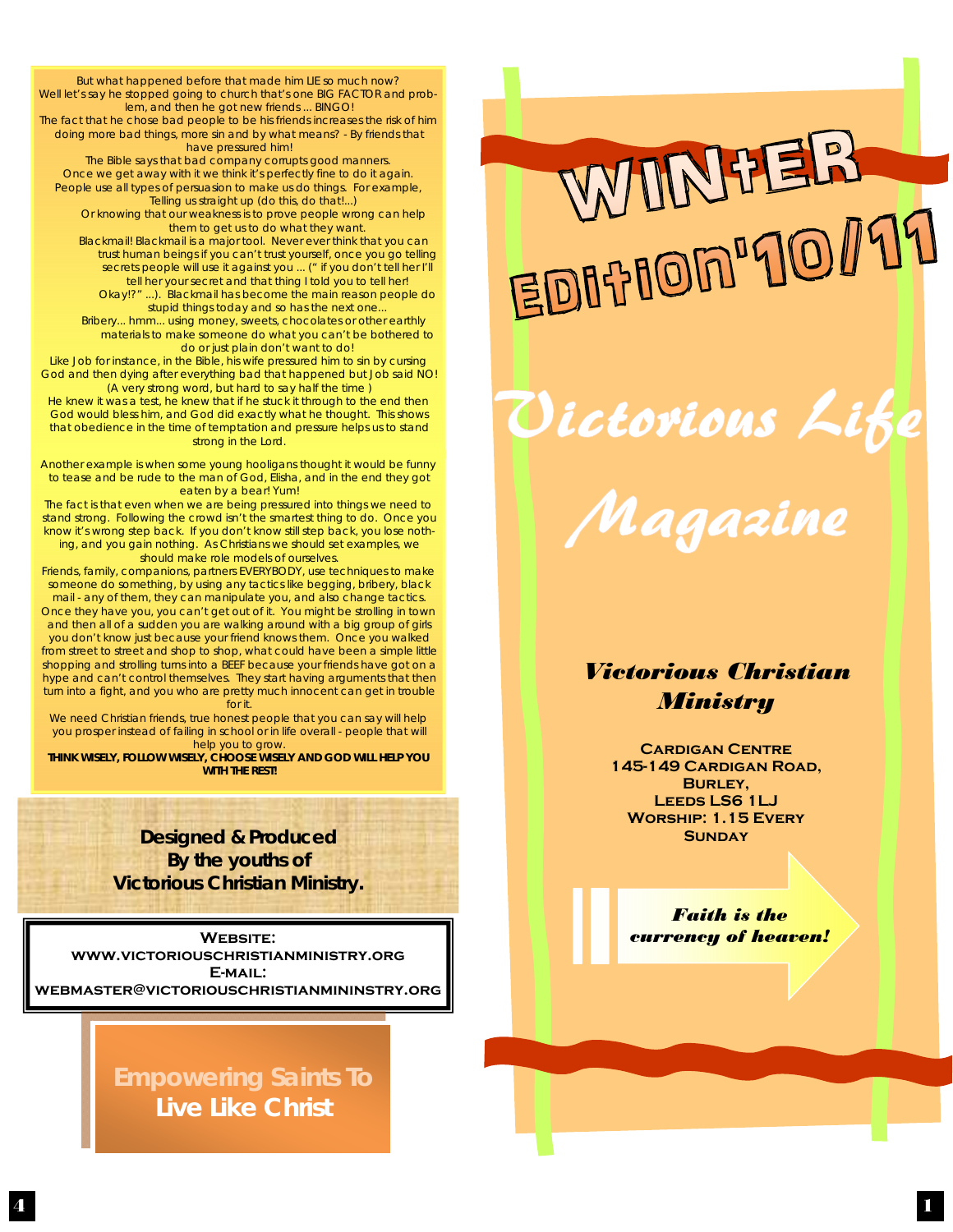But what happened before that made him LIE so much now?
Well let's say he stopped going to church that's one BIG FACTOR and problem, and then he got new friends … BINGO!
The fact that he chose bad people to be his friends increases the risk of him doing more bad things, more sin and by what means? - By friends that have pressured him!
The Bible says that bad company corrupts good manners.
Once we get away with it we think it's perfectly fine to do it again.
People use all types of persuasion to make us do things. For example, Telling us straight up (do this, do that!...)
Or knowing that our weakness is to prove people wrong can help them to get us to do what they want.
Blackmail! Blackmail is a major tool. Never ever think that you can trust human beings if you can't trust yourself, once you go telling secrets people will use it against you … (" if you don't tell her I'll tell her your secret and that thing I told you to tell her! Okay!?" …). Blackmail has become the main reason people do stupid things today and so has the next one…
Bribery… hmm… using money, sweets, chocolates or other earthly materials to make someone do what you can't be bothered to do or just plain don't want to do!
Like Job for instance, in the Bible, his wife pressured him to sin by cursing God and then dying after everything bad that happened but Job said NO! (A very strong word, but hard to say half the time )
He knew it was a test, he knew that if he stuck it through to the end then God would bless him, and God did exactly what he thought. This shows that obedience in the time of temptation and pressure helps us to stand strong in the Lord.

Another example is when some young hooligans thought it would be funny to tease and be rude to the man of God, Elisha, and in the end they got eaten by a bear! Yum!
The fact is that even when we are being pressured into things we need to stand strong. Following the crowd isn't the smartest thing to do. Once you know it's wrong step back. If you don't know still step back, you lose nothing, and you gain nothing. As Christians we should set examples, we should make role models of ourselves.
Friends, family, companions, partners EVERYBODY, use techniques to make someone do something, by using any tactics like begging, bribery, black mail - any of them, they can manipulate you, and also change tactics.
Once they have you, you can't get out of it. You might be strolling in town and then all of a sudden you are walking around with a big group of girls you don't know just because your friend knows them. Once you walked from street to street and shop to shop, what could have been a simple little shopping and strolling turns into a BEEF because your friends have got on a hype and can't control themselves. They start having arguments that then turn into a fight, and you who are pretty much innocent can get in trouble for it.
We need Christian friends, true honest people that you can say will help you prosper instead of failing in school or in life overall - people that will help you to grow.
**THINK WISELY, FOLLOW WISELY, CHOOSE WISELY AND GOD WILL HELP YOU WITH THE REST!**

**Designed & Produced
By the youths of
Victorious Christian Ministry.**

**WEBSITE:**
**WWW.VICTORIOUSCHRISTIANMINISTRY.ORG**
**E-MAIL:**
**WEBMASTER@VICTORIOUSCHRISTIANMININSTRY.ORG**

**Empowering Saints To
Live Like Christ**

# WINtER EDItION'10/11

# *Victorious Life Magazine*

## *Victorious Christian Ministry*

**CARDIGAN CENTRE
145-149 CARDIGAN ROAD,
BURLEY,
LEEDS LS6 1LJ
WORSHIP: 1.15 EVERY SUNDAY**

***Faith is the currency of heaven!***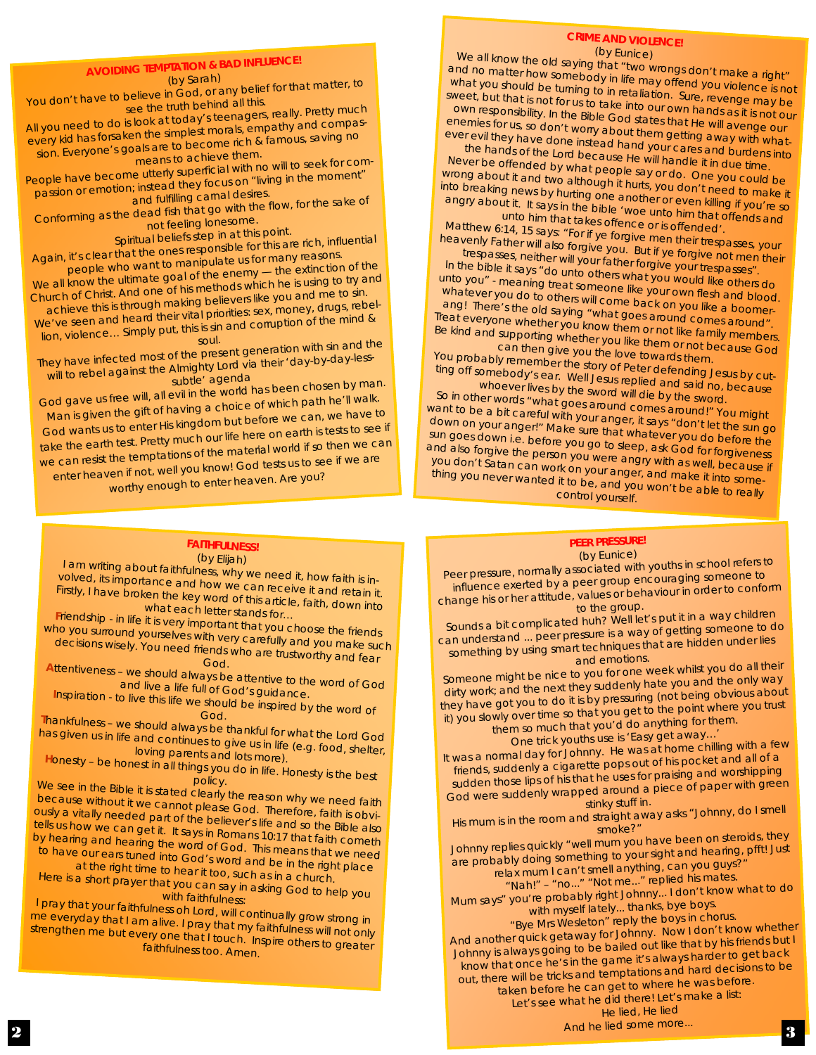## AVOIDING TEMPTATION & BAD INFLUENCE!

(by Sarah)

You don't have to believe in God, or any belief for that matter, to see the truth behind all this.

All you need to do is look at today's teenagers, really. Pretty much every kid has forsaken the simplest morals, empathy and compassion. Everyone's goals are to become rich & famous, saving no means to achieve them.

People have become utterly superficial with no will to seek for compassion or emotion; instead they focus on "living in the moment" and fulfilling carnal desires.

Conforming as the dead fish that go with the flow, for the sake of not feeling lonesome.

Spiritual beliefs step in at this point.

Again, it's clear that the ones responsible for this are rich, influential people who want to manipulate us for many reasons.

We all know the ultimate goal of the enemy — the extinction of the Church of Christ. And one of his methods which he is using to try and achieve this is through making believers like you and me to sin.

We've seen and heard their vital priorities: sex, money, drugs, rebellion, violence… Simply put, this is sin and corruption of the mind & soul.

They have infected most of the present generation with sin and the will to rebel against the Almighty Lord via their 'day-by-day-less-subtle' agenda

God gave us free will, all evil in the world has been chosen by man. Man is given the gift of having a choice of which path he'll walk. God wants us to enter His kingdom but before we can, we have to take the earth test. Pretty much our life here on earth is tests to see if we can resist the temptations of the material world if so then we can enter heaven if not, well you know! God tests us to see if we are worthy enough to enter heaven. Are you?

## CRIME AND VIOLENCE!

(by Eunice)

We all know the old saying that "two wrongs don't make a right" and no matter how somebody in life may offend you violence is not what you should be turning to in retaliation. Sure, revenge may be sweet, but that is not for us to take into our own hands as it is not our own responsibility. In the Bible God states that He will avenge our enemies for us, so don't worry about them getting away with whatever evil they have done instead hand your cares and burdens into the hands of the Lord because He will handle it in due time.

Never be offended by what people say or do. One you could be wrong about it and two although it hurts, you don't need to make it into breaking news by hurting one another or even killing if you're so angry about it. It says in the bible 'woe unto him that offends and unto him that takes offence or is offended'.

Matthew 6:14, 15 says: "For if ye forgive men their trespasses, your heavenly Father will also forgive you. But if ye forgive not men their trespasses, neither will your father forgive your trespasses".

In the bible it says "do unto others what you would like others do unto you" - meaning treat someone like your own flesh and blood. whatever you do to others will come back on you like a boomerang! There's the old saying "what goes around comes around". Treat everyone whether you know them or not like family members. Be kind and supporting whether you like them or not because God can then give you the love towards them.

You probably remember the story of Peter defending Jesus by cutting off somebody's ear. Well Jesus replied and said no, because whoever lives by the sword will die by the sword.

So in other words "what goes around comes around!" You might want to be a bit careful with your anger, it says "don't let the sun go down on your anger!" Make sure that whatever you do before the sun goes down i.e. before you go to sleep, ask God for forgiveness and also forgive the person you were angry with as well, because if you don't Satan can work on your anger, and make it into something you never wanted it to be, and you won't be able to really control yourself.

## FAITHFULNESS!

(by Elijah)

I am writing about faithfulness, why we need it, how faith is involved, its importance and how we can receive it and retain it. Firstly, I have broken the key word of this article, faith, down into what each letter stands for…

**F**riendship - in life it is very important that you choose the friends who you surround yourselves with very carefully and you make such decisions wisely. You need friends who are trustworthy and fear God.

**A**ttentiveness – we should always be attentive to the word of God and live a life full of God's guidance.

**I**nspiration - to live this life we should be inspired by the word of God.

**T**hankfulness – we should always be thankful for what the Lord God has given us in life and continues to give us in life (e.g. food, shelter, loving parents and lots more).

**H**onesty – be honest in all things you do in life. Honesty is the best policy.

We see in the Bible it is stated clearly the reason why we need faith because without it we cannot please God. Therefore, faith is obviously a vitally needed part of the believer's life and so the Bible also tells us how we can get it. It says in Romans 10:17 that faith cometh by hearing and hearing the word of God. This means that we need to have our ears tuned into God's word and be in the right place at the right time to hear it too, such as in a church.

Here is a short prayer that you can say in asking God to help you with faithfulness:

I pray that your faithfulness oh Lord, will continually grow strong in me everyday that I am alive. I pray that my faithfulness will not only strengthen me but every one that I touch. Inspire others to greater faithfulness too. Amen.

## PEER PRESSURE!

(by Eunice)

Peer pressure, normally associated with youths in school refers to influence exerted by a peer group encouraging someone to change his or her attitude, values or behaviour in order to conform to the group.

Sounds a bit complicated huh? Well let's put it in a way children can understand … peer pressure is a way of getting someone to do something by using smart techniques that are hidden under lies and emotions.

Someone might be nice to you for one week whilst you do all their dirty work; and the next they suddenly hate you and the only way they have got you to do it is by pressuring (not being obvious about it) you slowly over time so that you get to the point where you trust them so much that you'd do anything for them.

One trick youths use is 'Easy get away…'

It was a normal day for Johnny. He was at home chilling with a few friends, suddenly a cigarette pops out of his pocket and all of a sudden those lips of his that he uses for praising and worshipping God were suddenly wrapped around a piece of paper with green stinky stuff in.

His mum is in the room and straight away asks "Johnny, do I smell smoke?"

Johnny replies quickly "well mum you have been on steroids, they are probably doing something to your sight and hearing, pfft! Just relax mum I can't smell anything, can you guys?"

"Nah!" – "no…" "Not me…" replied his mates.

Mum says" you're probably right Johnny... I don't know what to do with myself lately... thanks, bye boys.

"Bye Mrs Wesleton" reply the boys in chorus.

And another quick getaway for Johnny. Now I don't know whether Johnny is always going to be bailed out like that by his friends but I know that once he's in the game it's always harder to get back out, there will be tricks and temptations and hard decisions to be taken before he can get to where he was before.

Let's see what he did there! Let's make a list:

He lied, He lied

And he lied some more…